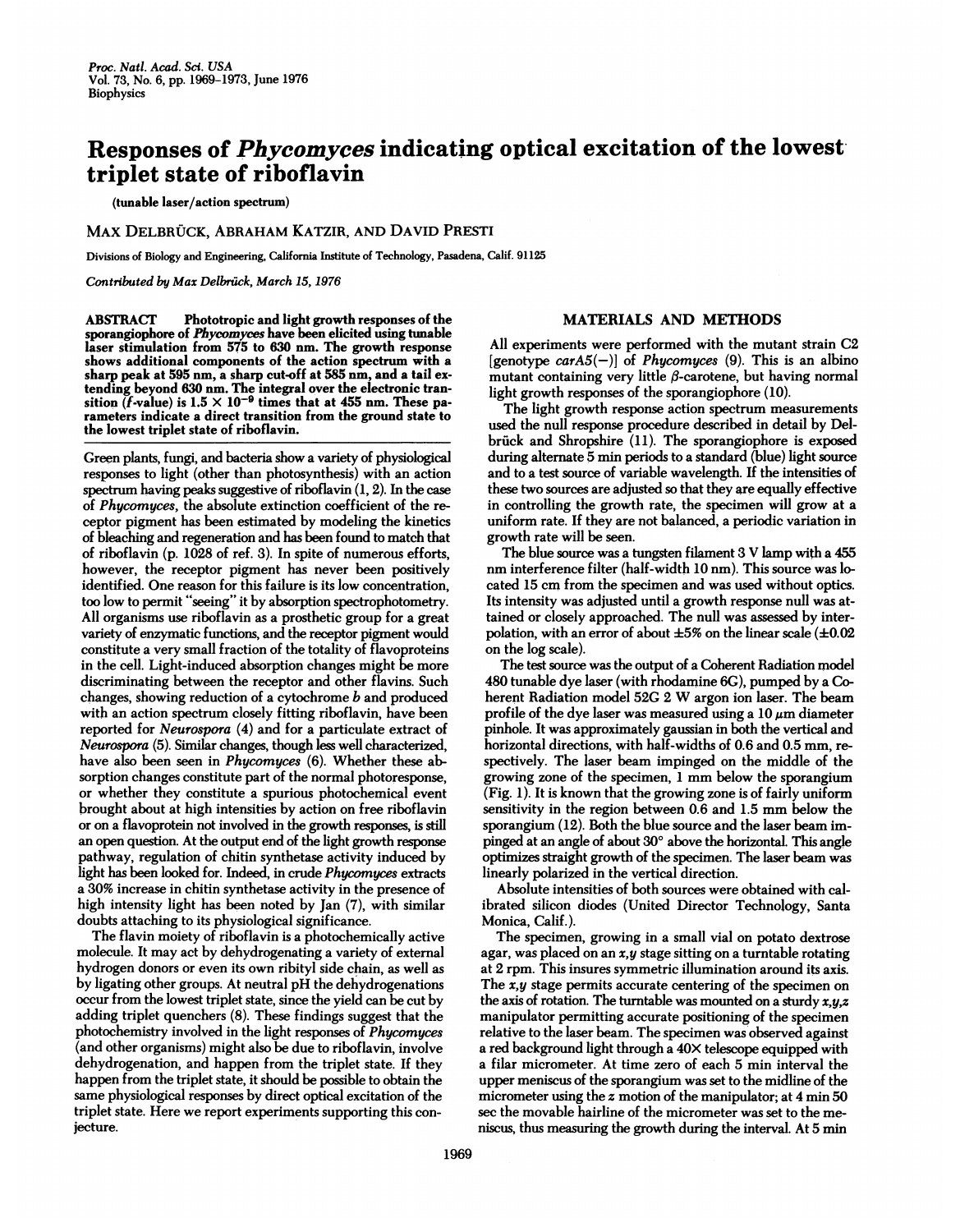# Responses of *Phycomyces* indicating optical excitation of the lowest triplet state of riboflavin

(tunable laser/action spectrum)

MAX DELBRÜCK, ABRAHAM KATZIR, AND DAVID PRESTI

Divisions of Biology and Engineering, California Institute of Technology, Pasadena, Calif. 91125

*Contributed by Max Delbrück, March 15, 1976*

**ABSTRACT** Phototropic and light growth responses of the sporangiophore of *Phycomyces* have been elicited using tunable laser stimulation from 575 to 630 nm. The growth response shows additional components of the action spectrum with a sharp peak at 595 nm, a sharp cut-off at 585 nm, and a tail extending beyond 630 nm. The integral over the electronic transition (*f*-value) is $1.5 \times 10^{-9}$ times that at 455 nm. These parameters indicate a direct transition from the ground state to the lowest triplet state of riboflavin.

Green plants, fungi, and bacteria show a variety of physiological responses to light (other than photosynthesis) with an action spectrum having peaks suggestive of riboflavin (1, 2). In the case of *Phycomyces*, the absolute extinction coefficient of the receptor pigment has been estimated by modeling the kinetics of bleaching and regeneration and has been found to match that of riboflavin (p. 1028 of ref. 3). In spite of numerous efforts, however, the receptor pigment has never been positively identified. One reason for this failure is its low concentration, too low to permit "seeing" it by absorption spectrophotometry. All organisms use riboflavin as a prosthetic group for a great variety of enzymatic functions, and the receptor pigment would constitute a very small fraction of the totality of flavoproteins in the cell. Light-induced absorption changes might be more discriminating between the receptor and other flavins. Such changes, showing reduction of a cytochrome *b* and produced with an action spectrum closely fitting riboflavin, have been reported for *Neurospora* (4) and for a particulate extract of *Neurospora* (5). Similar changes, though less well characterized, have also been seen in *Phycomyces* (6). Whether these absorption changes constitute part of the normal photoresponse, or whether they constitute a spurious photochemical event brought about at high intensities by action on free riboflavin or on a flavoprotein not involved in the growth responses, is still an open question. At the output end of the light growth response pathway, regulation of chitin synthetase activity induced by light has been looked for. Indeed, in crude *Phycomyces* extracts a 30% increase in chitin synthetase activity in the presence of high intensity light has been noted by Jan (7), with similar doubts attaching to its physiological significance.

The flavin moiety of riboflavin is a photochemically active molecule. It may act by dehydrogenating a variety of external hydrogen donors or even its own ribityl side chain, as well as by ligating other groups. At neutral pH the dehydrogenations occur from the lowest triplet state, since the yield can be cut by adding triplet quenchers (8). These findings suggest that the photochemistry involved in the light responses of *Phycomyces* (and other organisms) might also be due to riboflavin, involve dehydrogenation, and happen from the triplet state. If they happen from the triplet state, it should be possible to obtain the same physiological responses by direct optical excitation of the triplet state. Here we report experiments supporting this conjecture.

## MATERIALS AND METHODS

All experiments were performed with the mutant strain C2 [genotype *carA5*(−)] of *Phycomyces* (9). This is an albino mutant containing very little β-carotene, but having normal light growth responses of the sporangiophore (10).

The light growth response action spectrum measurements used the null response procedure described in detail by Delbrück and Shropshire (11). The sporangiophore is exposed during alternate 5 min periods to a standard (blue) light source and to a test source of variable wavelength. If the intensities of these two sources are adjusted so that they are equally effective in controlling the growth rate, the specimen will grow at a uniform rate. If they are not balanced, a periodic variation in growth rate will be seen.

The blue source was a tungsten filament 3 V lamp with a 455 nm interference filter (half-width 10 nm). This source was located 15 cm from the specimen and was used without optics. Its intensity was adjusted until a growth response null was attained or closely approached. The null was assessed by interpolation, with an error of about ±5% on the linear scale (±0.02 on the log scale).

The test source was the output of a Coherent Radiation model 480 tunable dye laser (with rhodamine 6G), pumped by a Coherent Radiation model 52G 2 W argon ion laser. The beam profile of the dye laser was measured using a 10 μm diameter pinhole. It was approximately gaussian in both the vertical and horizontal directions, with half-widths of 0.6 and 0.5 mm, respectively. The laser beam impinged on the middle of the growing zone of the specimen, 1 mm below the sporangium (Fig. 1). It is known that the growing zone is of fairly uniform sensitivity in the region between 0.6 and 1.5 mm below the sporangium (12). Both the blue source and the laser beam impinged at an angle of about 30° above the horizontal. This angle optimizes straight growth of the specimen. The laser beam was linearly polarized in the vertical direction.

Absolute intensities of both sources were obtained with calibrated silicon diodes (United Director Technology, Santa Monica, Calif.).

The specimen, growing in a small vial on potato dextrose agar, was placed on an *x,y* stage sitting on a turntable rotating at 2 rpm. This insures symmetric illumination around its axis. The *x,y* stage permits accurate centering of the specimen on the axis of rotation. The turntable was mounted on a sturdy *x,y,z* manipulator permitting accurate positioning of the specimen relative to the laser beam. The specimen was observed against a red background light through a 40× telescope equipped with a filar micrometer. At time zero of each 5 min interval the upper meniscus of the sporangium was set to the midline of the micrometer using the *z* motion of the manipulator; at 4 min 50 sec the movable hairline of the micrometer was set to the meniscus, thus measuring the growth during the interval. At 5 min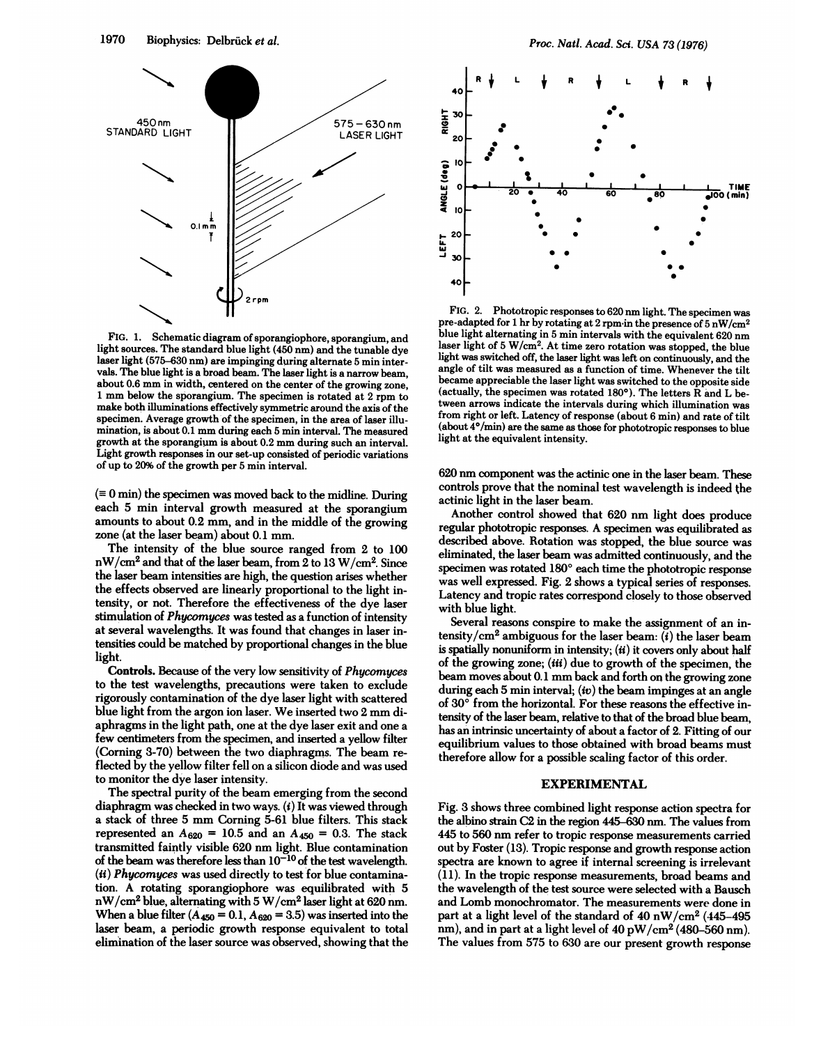FIG. 1. Schematic diagram of sporangiophore, sporangium, and light sources. The standard blue light (450 nm) and the tunable dye laser light (575–630 nm) are impinging during alternate 5 min intervals. The blue light is a broad beam. The laser light is a narrow beam, about 0.6 mm in width, centered on the center of the growing zone, 1 mm below the sporangium. The specimen is rotated at 2 rpm to make both illuminations effectively symmetric around the axis of the specimen. Average growth of the specimen, in the area of laser illumination, is about 0.1 mm during each 5 min interval. The measured growth at the sporangium is about 0.2 mm during such an interval. Light growth responses in our set-up consisted of periodic variations of up to 20% of the growth per 5 min interval.

(≡ 0 min) the specimen was moved back to the midline. During each 5 min interval growth measured at the sporangium amounts to about 0.2 mm, and in the middle of the growing zone (at the laser beam) about 0.1 mm.

The intensity of the blue source ranged from 2 to 100 nW/cm$^2$ and that of the laser beam, from 2 to 13 W/cm$^2$. Since the laser beam intensities are high, the question arises whether the effects observed are linearly proportional to the light intensity, or not. Therefore the effectiveness of the dye laser stimulation of *Phycomyces* was tested as a function of intensity at several wavelengths. It was found that changes in laser intensities could be matched by proportional changes in the blue light.

**Controls.** Because of the very low sensitivity of *Phycomyces* to the test wavelengths, precautions were taken to exclude rigorously contamination of the dye laser light with scattered blue light from the argon ion laser. We inserted two 2 mm diaphragms in the light path, one at the dye laser exit and one a few centimeters from the specimen, and inserted a yellow filter (Corning 3-70) between the two diaphragms. The beam reflected by the yellow filter fell on a silicon diode and was used to monitor the dye laser intensity.

The spectral purity of the beam emerging from the second diaphragm was checked in two ways. (*i*) It was viewed through a stack of three 5 mm Corning 5-61 blue filters. This stack represented an $A_{620} = 10.5$ and an $A_{450} = 0.3$. The stack transmitted faintly visible 620 nm light. Blue contamination of the beam was therefore less than $10^{-10}$ of the test wavelength. (*ii*) *Phycomyces* was used directly to test for blue contamination. A rotating sporangiophore was equilibrated with 5 nW/cm$^2$ blue, alternating with 5 W/cm$^2$ laser light at 620 nm. When a blue filter ($A_{450} = 0.1$, $A_{620} = 3.5$) was inserted into the laser beam, a periodic growth response equivalent to total elimination of the laser source was observed, showing that the 620 nm component was the actinic one in the laser beam. These controls prove that the nominal test wavelength is indeed the actinic light in the laser beam.

FIG. 2. Phototropic responses to 620 nm light. The specimen was pre-adapted for 1 hr by rotating at 2 rpm in the presence of 5 nW/cm$^2$ blue light alternating in 5 min intervals with the equivalent 620 nm laser light of 5 W/cm$^2$. At time zero rotation was stopped, the blue light was switched off, the laser light was left on continuously, and the angle of tilt was measured as a function of time. Whenever the tilt became appreciable the laser light was switched to the opposite side (actually, the specimen was rotated 180°). The letters R and L between arrows indicate the intervals during which illumination was from right or left. Latency of response (about 6 min) and rate of tilt (about 4°/min) are the same as those for phototropic responses to blue light at the equivalent intensity.

Another control showed that 620 nm light does produce regular phototropic responses. A specimen was equilibrated as described above. Rotation was stopped, the blue source was eliminated, the laser beam was admitted continuously, and the specimen was rotated 180° each time the phototropic response was well expressed. Fig. 2 shows a typical series of responses. Latency and tropic rates correspond closely to those observed with blue light.

Several reasons conspire to make the assignment of an intensity/cm$^2$ ambiguous for the laser beam: (*i*) the laser beam is spatially nonuniform in intensity; (*ii*) it covers only about half of the growing zone; (*iii*) due to growth of the specimen, the beam moves about 0.1 mm back and forth on the growing zone during each 5 min interval; (*iv*) the beam impinges at an angle of 30° from the horizontal. For these reasons the effective intensity of the laser beam, relative to that of the broad blue beam, has an intrinsic uncertainty of about a factor of 2. Fitting of our equilibrium values to those obtained with broad beams must therefore allow for a possible scaling factor of this order.

## EXPERIMENTAL

Fig. 3 shows three combined light response action spectra for the albino strain C2 in the region 445–630 nm. The values from 445 to 560 nm refer to tropic response measurements carried out by Foster (13). Tropic response and growth response action spectra are known to agree if internal screening is irrelevant (11). In the tropic response measurements, broad beams and the wavelength of the test source were selected with a Bausch and Lomb monochromator. The measurements were done in part at a light level of the standard of 40 nW/cm$^2$ (445–495 nm), and in part at a light level of 40 pW/cm$^2$ (480–560 nm). The values from 575 to 630 are our present growth response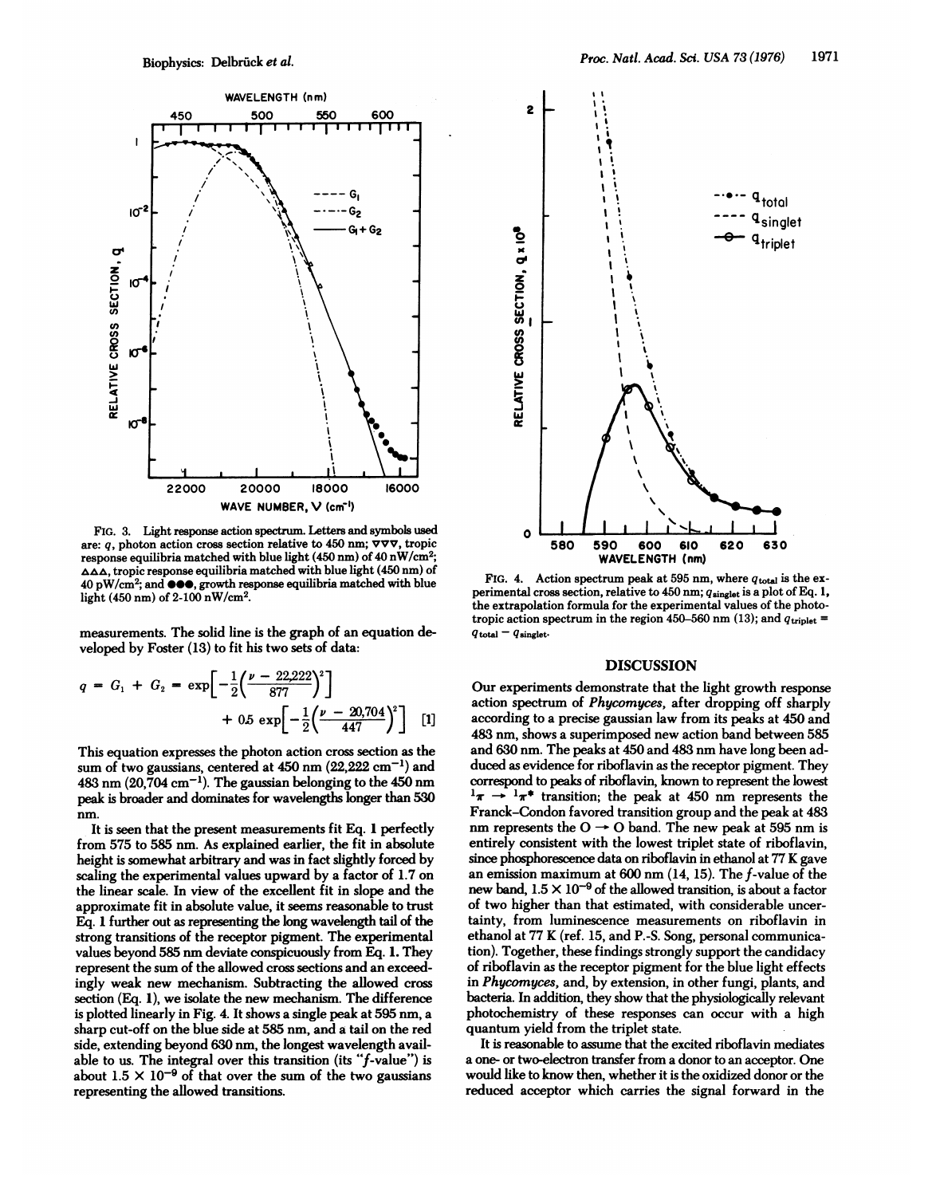FIG. 3. Light response action spectrum. Letters and symbols used are: $q$, photon action cross section relative to 450 nm; ▽▽▽, tropic response equilibria matched with blue light (450 nm) of 40 nW/cm$^2$; △△△, tropic response equilibria matched with blue light (450 nm) of 40 pW/cm$^2$; and ●●●, growth response equilibria matched with blue light (450 nm) of 2-100 nW/cm$^2$.

measurements. The solid line is the graph of an equation developed by Foster (13) to fit his two sets of data:

$$q = G_1 + G_2 = \exp\left[-\frac{1}{2}\left(\frac{\nu - 22{,}222}{877}\right)^2\right] + 0.5\exp\left[-\frac{1}{2}\left(\frac{\nu - 20{,}704}{447}\right)^2\right] \quad [1]$$

This equation expresses the photon action cross section as the sum of two gaussians, centered at 450 nm (22,222 cm$^{-1}$) and 483 nm (20,704 cm$^{-1}$). The gaussian belonging to the 450 nm peak is broader and dominates for wavelengths longer than 530 nm.

It is seen that the present measurements fit Eq. 1 perfectly from 575 to 585 nm. As explained earlier, the fit in absolute height is somewhat arbitrary and was in fact slightly forced by scaling the experimental values upward by a factor of 1.7 on the linear scale. In view of the excellent fit in slope and the approximate fit in absolute value, it seems reasonable to trust Eq. 1 further out as representing the long wavelength tail of the strong transitions of the receptor pigment. The experimental values beyond 585 nm deviate conspicuously from Eq. 1. They represent the sum of the allowed cross sections and an exceedingly weak new mechanism. Subtracting the allowed cross section (Eq. 1), we isolate the new mechanism. The difference is plotted linearly in Fig. 4. It shows a single peak at 595 nm, a sharp cut-off on the blue side at 585 nm, and a tail on the red side, extending beyond 630 nm, the longest wavelength available to us. The integral over this transition (its "*f*-value") is about $1.5 \times 10^{-9}$ of that over the sum of the two gaussians representing the allowed transitions.

FIG. 4. Action spectrum peak at 595 nm, where $q_{total}$ is the experimental cross section, relative to 450 nm; $q_{singlet}$ is a plot of Eq. 1, the extrapolation formula for the experimental values of the phototropic action spectrum in the region 450–560 nm (13); and $q_{triplet} = q_{total} - q_{singlet}$.

## DISCUSSION

Our experiments demonstrate that the light growth response action spectrum of *Phycomyces*, after dropping off sharply according to a precise gaussian law from its peaks at 450 and 483 nm, shows a superimposed new action band between 585 and 630 nm. The peaks at 450 and 483 nm have long been adduced as evidence for riboflavin as the receptor pigment. They correspond to peaks of riboflavin, known to represent the lowest $^1\pi \rightarrow {}^1\pi^*$ transition; the peak at 450 nm represents the Franck–Condon favored transition group and the peak at 483 nm represents the O → O band. The new peak at 595 nm is entirely consistent with the lowest triplet state of riboflavin, since phosphorescence data on riboflavin in ethanol at 77 K gave an emission maximum at 600 nm (14, 15). The *f*-value of the new band, $1.5 \times 10^{-9}$ of the allowed transition, is about a factor of two higher than that estimated, with considerable uncertainty, from luminescence measurements on riboflavin in ethanol at 77 K (ref. 15, and P.-S. Song, personal communication). Together, these findings strongly support the candidacy of riboflavin as the receptor pigment for the blue light effects in *Phycomyces*, and, by extension, in other fungi, plants, and bacteria. In addition, they show that the physiologically relevant photochemistry of these responses can occur with a high quantum yield from the triplet state.

It is reasonable to assume that the excited riboflavin mediates a one- or two-electron transfer from a donor to an acceptor. One would like to know then, whether it is the oxidized donor or the reduced acceptor which carries the signal forward in the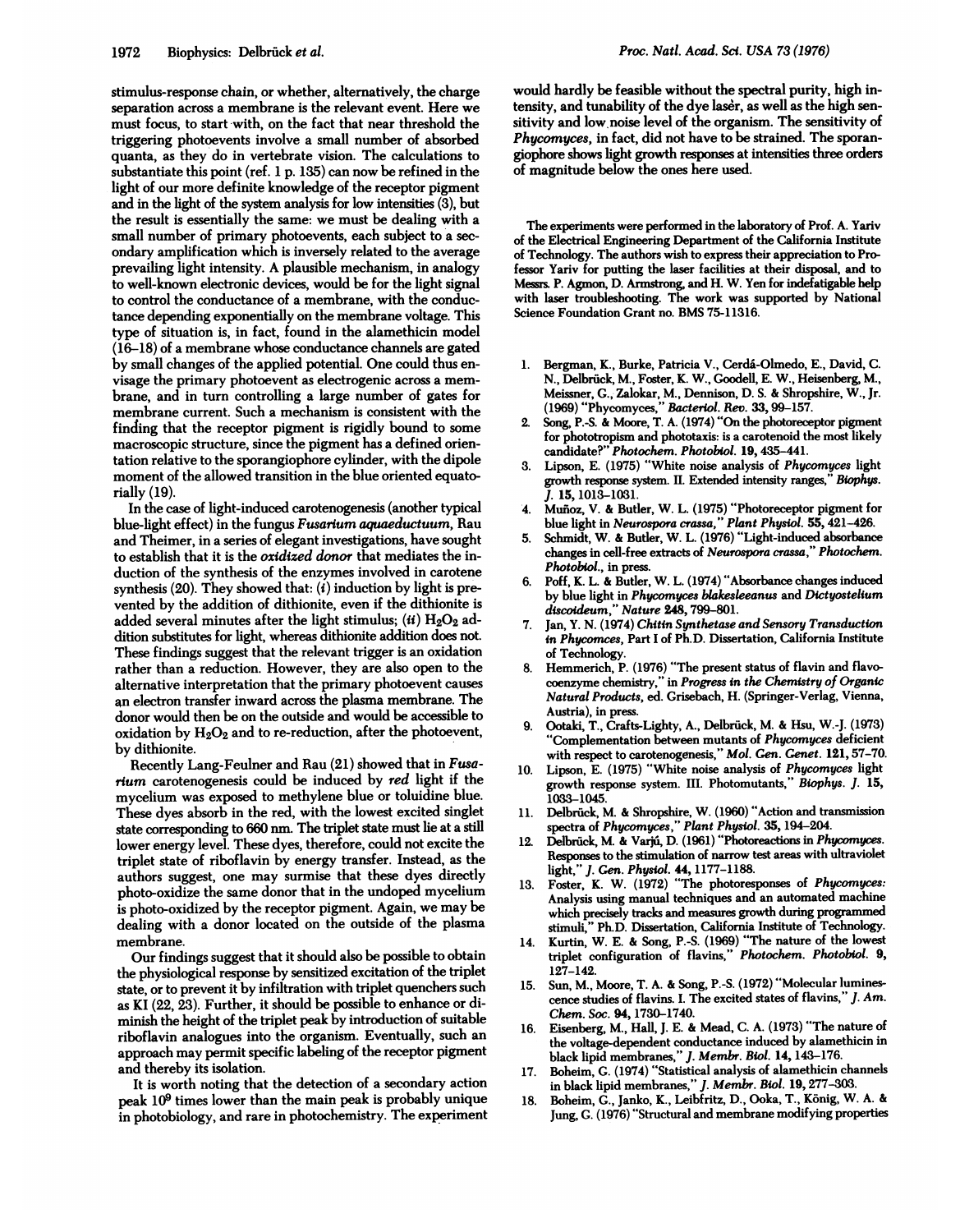stimulus-response chain, or whether, alternatively, the charge separation across a membrane is the relevant event. Here we must focus, to start with, on the fact that near threshold the triggering photoevents involve a small number of absorbed quanta, as they do in vertebrate vision. The calculations to substantiate this point (ref. 1 p. 135) can now be refined in the light of our more definite knowledge of the receptor pigment and in the light of the system analysis for low intensities (3), but the result is essentially the same: we must be dealing with a small number of primary photoevents, each subject to a secondary amplification which is inversely related to the average prevailing light intensity. A plausible mechanism, in analogy to well-known electronic devices, would be for the light signal to control the conductance of a membrane, with the conductance depending exponentially on the membrane voltage. This type of situation is, in fact, found in the alamethicin model (16–18) of a membrane whose conductance channels are gated by small changes of the applied potential. One could thus envisage the primary photoevent as electrogenic across a membrane, and in turn controlling a large number of gates for membrane current. Such a mechanism is consistent with the finding that the receptor pigment is rigidly bound to some macroscopic structure, since the pigment has a defined orientation relative to the sporangiophore cylinder, with the dipole moment of the allowed transition in the blue oriented equatorially (19).

In the case of light-induced carotenogenesis (another typical blue-light effect) in the fungus *Fusarium aquaeductuum*, Rau and Theimer, in a series of elegant investigations, have sought to establish that it is the *oxidized donor* that mediates the induction of the synthesis of the enzymes involved in carotene synthesis (20). They showed that: (*i*) induction by light is prevented by the addition of dithionite, even if the dithionite is added several minutes after the light stimulus; (*ii*) $H_2O_2$ addition substitutes for light, whereas dithionite addition does not. These findings suggest that the relevant trigger is an oxidation rather than a reduction. However, they are also open to the alternative interpretation that the primary photoevent causes an electron transfer inward across the plasma membrane. The donor would then be on the outside and would be accessible to oxidation by $H_2O_2$ and to re-reduction, after the photoevent, by dithionite.

Recently Lang-Feulner and Rau (21) showed that in *Fusarium* carotenogenesis could be induced by *red* light if the mycelium was exposed to methylene blue or toluidine blue. These dyes absorb in the red, with the lowest excited singlet state corresponding to 660 nm. The triplet state must lie at a still lower energy level. These dyes, therefore, could not excite the triplet state of riboflavin by energy transfer. Instead, as the authors suggest, one may surmise that these dyes directly photo-oxidize the same donor that in the undoped mycelium is photo-oxidized by the receptor pigment. Again, we may be dealing with a donor located on the outside of the plasma membrane.

Our findings suggest that it should also be possible to obtain the physiological response by sensitized excitation of the triplet state, or to prevent it by infiltration with triplet quenchers such as KI (22, 23). Further, it should be possible to enhance or diminish the height of the triplet peak by introduction of suitable riboflavin analogues into the organism. Eventually, such an approach may permit specific labeling of the receptor pigment and thereby its isolation.

It is worth noting that the detection of a secondary action peak $10^9$ times lower than the main peak is probably unique in photobiology, and rare in photochemistry. The experiment would hardly be feasible without the spectral purity, high intensity, and tunability of the dye laser, as well as the high sensitivity and low noise level of the organism. The sensitivity of *Phycomyces*, in fact, did not have to be strained. The sporangiophore shows light growth responses at intensities three orders of magnitude below the ones here used.

The experiments were performed in the laboratory of Prof. A. Yariv of the Electrical Engineering Department of the California Institute of Technology. The authors wish to express their appreciation to Professor Yariv for putting the laser facilities at their disposal, and to Messrs. P. Agmon, D. Armstrong, and H. W. Yen for indefatigable help with laser troubleshooting. The work was supported by National Science Foundation Grant no. BMS 75-11316.

1. Bergman, K., Burke, Patricia V., Cerdá-Olmedo, E., David, C. N., Delbrück, M., Foster, K. W., Goodell, E. W., Heisenberg, M., Meissner, G., Zalokar, M., Dennison, D. S. & Shropshire, W., Jr. (1969) "Phycomyces," *Bacteriol. Rev.* **33**, 99–157.
2. Song, P.-S. & Moore, T. A. (1974) "On the photoreceptor pigment for phototropism and phototaxis: is a carotenoid the most likely candidate?" *Photochem. Photobiol.* **19**, 435–441.
3. Lipson, E. (1975) "White noise analysis of *Phycomyces* light growth response system. II. Extended intensity ranges," *Biophys. J.* **15**, 1013–1031.
4. Muñoz, V. & Butler, W. L. (1975) "Photoreceptor pigment for blue light in *Neurospora crassa*," *Plant Physiol.* **55**, 421–426.
5. Schmidt, W. & Butler, W. L. (1976) "Light-induced absorbance changes in cell-free extracts of *Neurospora crassa*," *Photochem. Photobiol.*, in press.
6. Poff, K. L. & Butler, W. L. (1974) "Absorbance changes induced by blue light in *Phycomyces blakesleeanus* and *Dictyostelium discoideum*," *Nature* **248**, 799–801.
7. Jan, Y. N. (1974) *Chitin Synthetase and Sensory Transduction in Phycomces*, Part I of Ph.D. Dissertation, California Institute of Technology.
8. Hemmerich, P. (1976) "The present status of flavin and flavocoenzyme chemistry," in *Progress in the Chemistry of Organic Natural Products*, ed. Grisebach, H. (Springer-Verlag, Vienna, Austria), in press.
9. Ootaki, T., Crafts-Lighty, A., Delbrück, M. & Hsu, W.-J. (1973) "Complementation between mutants of *Phycomyces* deficient with respect to carotenogenesis," *Mol. Gen. Genet.* **121**, 57–70.
10. Lipson, E. (1975) "White noise analysis of *Phycomyces* light growth response system. III. Photomutants," *Biophys. J.* **15**, 1033–1045.
11. Delbrück, M. & Shropshire, W. (1960) "Action and transmission spectra of *Phycomyces*," *Plant Physiol.* **35**, 194–204.
12. Delbrück, M. & Varjú, D. (1961) "Photoreactions in *Phycomyces*. Responses to the stimulation of narrow test areas with ultraviolet light," *J. Gen. Physiol.* **44**, 1177–1188.
13. Foster, K. W. (1972) "The photoresponses of *Phycomyces*: Analysis using manual techniques and an automated machine which precisely tracks and measures growth during programmed stimuli," Ph.D. Dissertation, California Institute of Technology.
14. Kurtin, W. E. & Song, P.-S. (1969) "The nature of the lowest triplet configuration of flavins," *Photochem. Photobiol.* **9**, 127–142.
15. Sun, M., Moore, T. A. & Song, P.-S. (1972) "Molecular luminescence studies of flavins. I. The excited states of flavins," *J. Am. Chem. Soc.* **94**, 1730–1740.
16. Eisenberg, M., Hall, J. E. & Mead, C. A. (1973) "The nature of the voltage-dependent conductance induced by alamethicin in black lipid membranes," *J. Membr. Biol.* **14**, 143–176.
17. Boheim, G. (1974) "Statistical analysis of alamethicin channels in black lipid membranes," *J. Membr. Biol.* **19**, 277–303.
18. Boheim, G., Janko, K., Leibfritz, D., Ooka, T., König, W. A. & Jung, G. (1976) "Structural and membrane modifying properties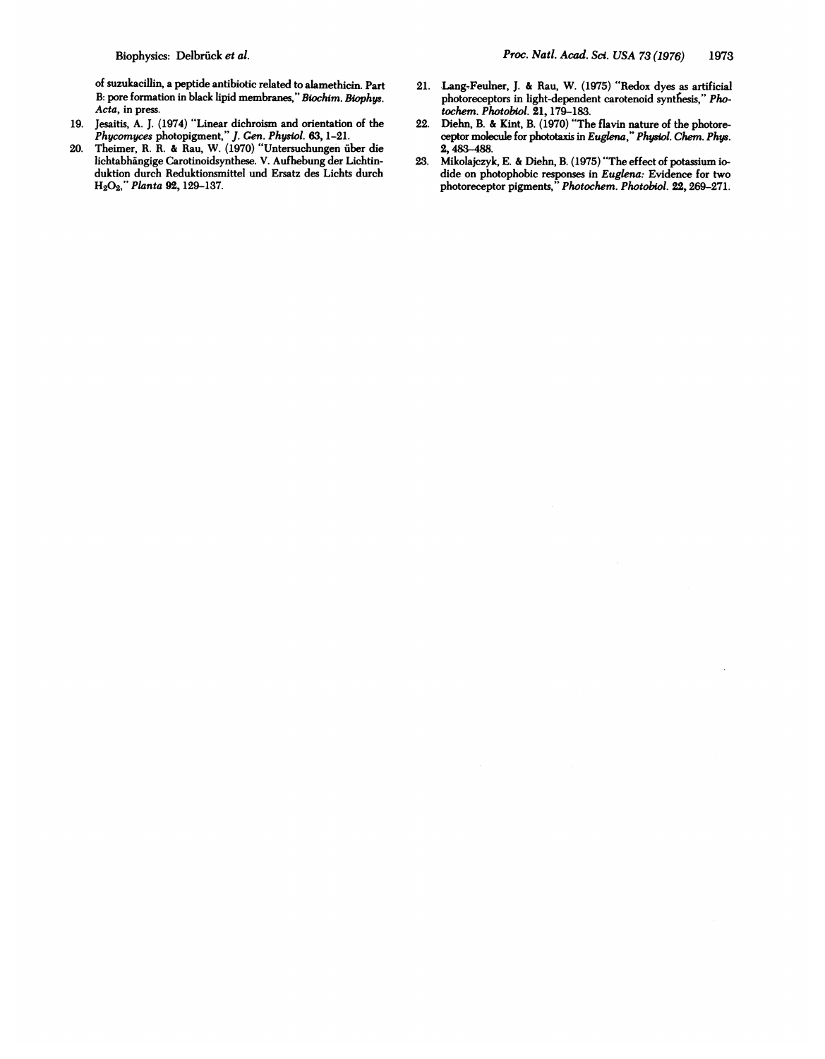of suzukacillin, a peptide antibiotic related to alamethicin. Part B: pore formation in black lipid membranes," *Biochim. Biophys. Acta*, in press.

19. Jesaitis, A. J. (1974) "Linear dichroism and orientation of the *Phycomyces* photopigment," *J. Gen. Physiol.* **63**, 1–21.
20. Theimer, R. R. & Rau, W. (1970) "Untersuchungen über die lichtabhängige Carotinoidsynthese. V. Aufhebung der Lichtinduktion durch Reduktionsmittel und Ersatz des Lichts durch $H_2O_2$," *Planta* **92**, 129–137.
21. Lang-Feulner, J. & Rau, W. (1975) "Redox dyes as artificial photoreceptors in light-dependent carotenoid synthesis," *Photochem. Photobiol.* **21**, 179–183.
22. Diehn, B. & Kint, B. (1970) "The flavin nature of the photoreceptor molecule for phototaxis in *Euglena*," *Physiol. Chem. Phys.* **2**, 483–488.
23. Mikolajczyk, E. & Diehn, B. (1975) "The effect of potassium iodide on photophobic responses in *Euglena:* Evidence for two photoreceptor pigments," *Photochem. Photobiol.* **22**, 269–271.